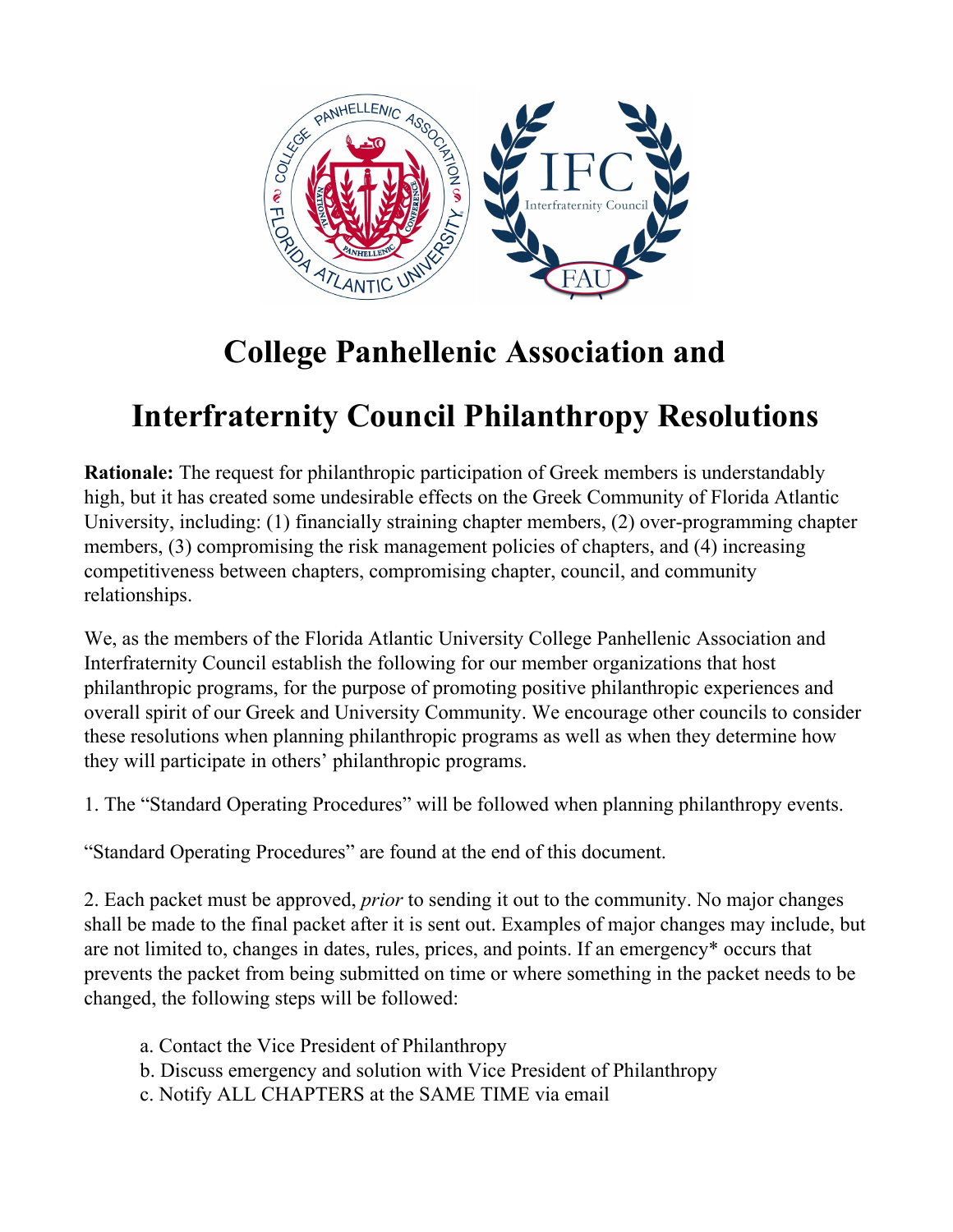# College Panhellenic Association and

# Interfraternity Council Philanthropy Resolutions

**Rationale:** The request for philanthropic participation of Greek members is understandably high, but it has created some undesirable effects on the Greek Community of Florida Atlantic University, including: (1) financially straining chapter members, (2) over-programming chapter members, (3) compromising the risk management policies of chapters, and (4) increasing competitiveness between chapters, compromising chapter, council, and community relationships.

We, as the members of the Florida Atlantic University College Panhellenic Association and Interfraternity Council establish the following for our member organizations that host philanthropic programs, for the purpose of promoting positive philanthropic experiences and overall spirit of our Greek and University Community. We encourage other councils to consider these resolutions when planning philanthropic programs as well as when they determine how they will participate in others' philanthropic programs.

1. The "Standard Operating Procedures" will be followed when planning philanthropy events.

"Standard Operating Procedures" are found at the end of this document.

2. Each packet must be approved, *prior* to sending it out to the community. No major changes shall be made to the final packet after it is sent out. Examples of major changes may include, but are not limited to, changes in dates, rules, prices, and points. If an emergency* occurs that prevents the packet from being submitted on time or where something in the packet needs to be changed, the following steps will be followed:

   a. Contact the Vice President of Philanthropy
   b. Discuss emergency and solution with Vice President of Philanthropy
   c. Notify ALL CHAPTERS at the SAME TIME via email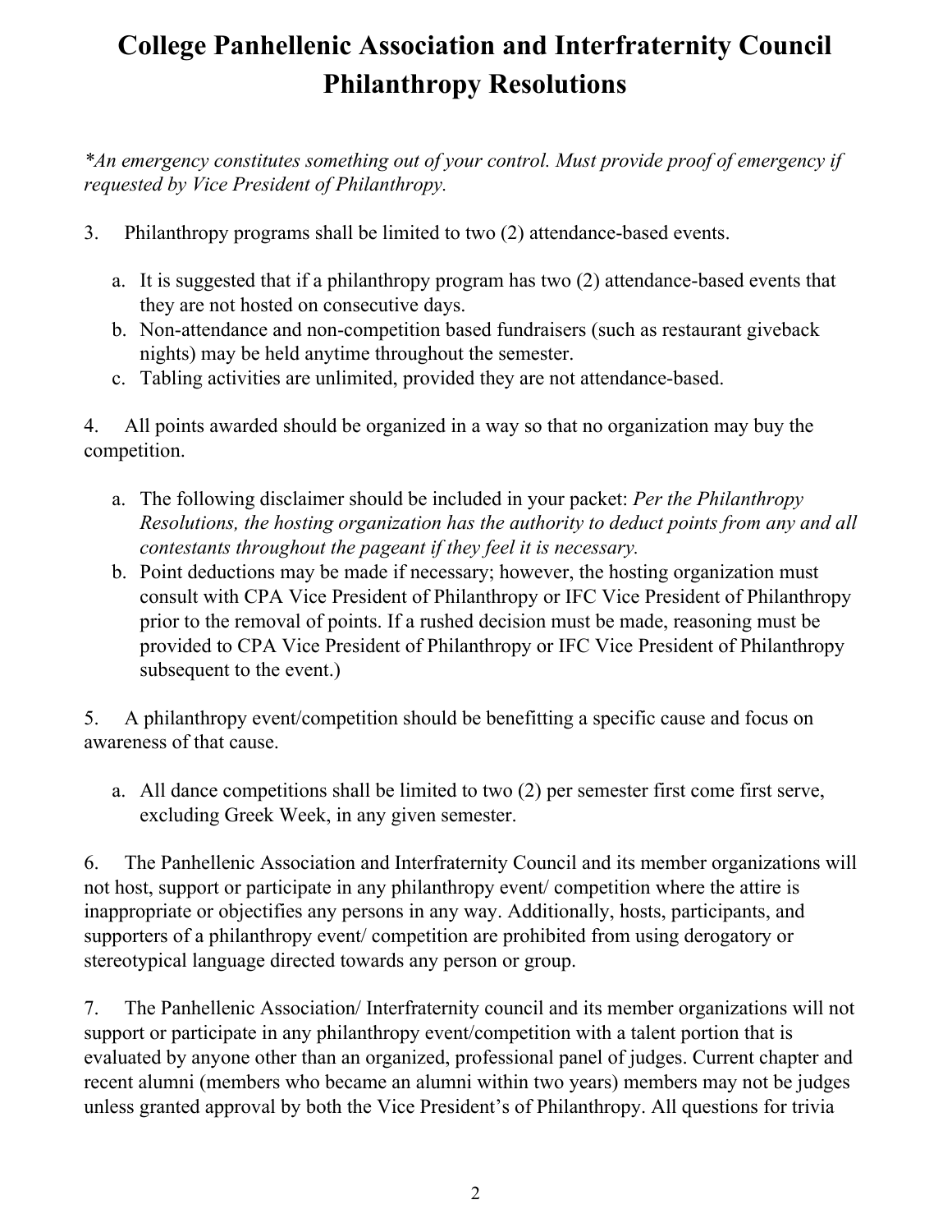# College Panhellenic Association and Interfraternity Council Philanthropy Resolutions

*\*An emergency constitutes something out of your control. Must provide proof of emergency if requested by Vice President of Philanthropy.*

3. Philanthropy programs shall be limited to two (2) attendance-based events.

   a. It is suggested that if a philanthropy program has two (2) attendance-based events that they are not hosted on consecutive days.
   b. Non-attendance and non-competition based fundraisers (such as restaurant giveback nights) may be held anytime throughout the semester.
   c. Tabling activities are unlimited, provided they are not attendance-based.

4. All points awarded should be organized in a way so that no organization may buy the competition.

   a. The following disclaimer should be included in your packet: *Per the Philanthropy Resolutions, the hosting organization has the authority to deduct points from any and all contestants throughout the pageant if they feel it is necessary.*
   b. Point deductions may be made if necessary; however, the hosting organization must consult with CPA Vice President of Philanthropy or IFC Vice President of Philanthropy prior to the removal of points. If a rushed decision must be made, reasoning must be provided to CPA Vice President of Philanthropy or IFC Vice President of Philanthropy subsequent to the event.)

5. A philanthropy event/competition should be benefitting a specific cause and focus on awareness of that cause.

   a. All dance competitions shall be limited to two (2) per semester first come first serve, excluding Greek Week, in any given semester.

6. The Panhellenic Association and Interfraternity Council and its member organizations will not host, support or participate in any philanthropy event/ competition where the attire is inappropriate or objectifies any persons in any way. Additionally, hosts, participants, and supporters of a philanthropy event/ competition are prohibited from using derogatory or stereotypical language directed towards any person or group.

7. The Panhellenic Association/ Interfraternity council and its member organizations will not support or participate in any philanthropy event/competition with a talent portion that is evaluated by anyone other than an organized, professional panel of judges. Current chapter and recent alumni (members who became an alumni within two years) members may not be judges unless granted approval by both the Vice President's of Philanthropy. All questions for trivia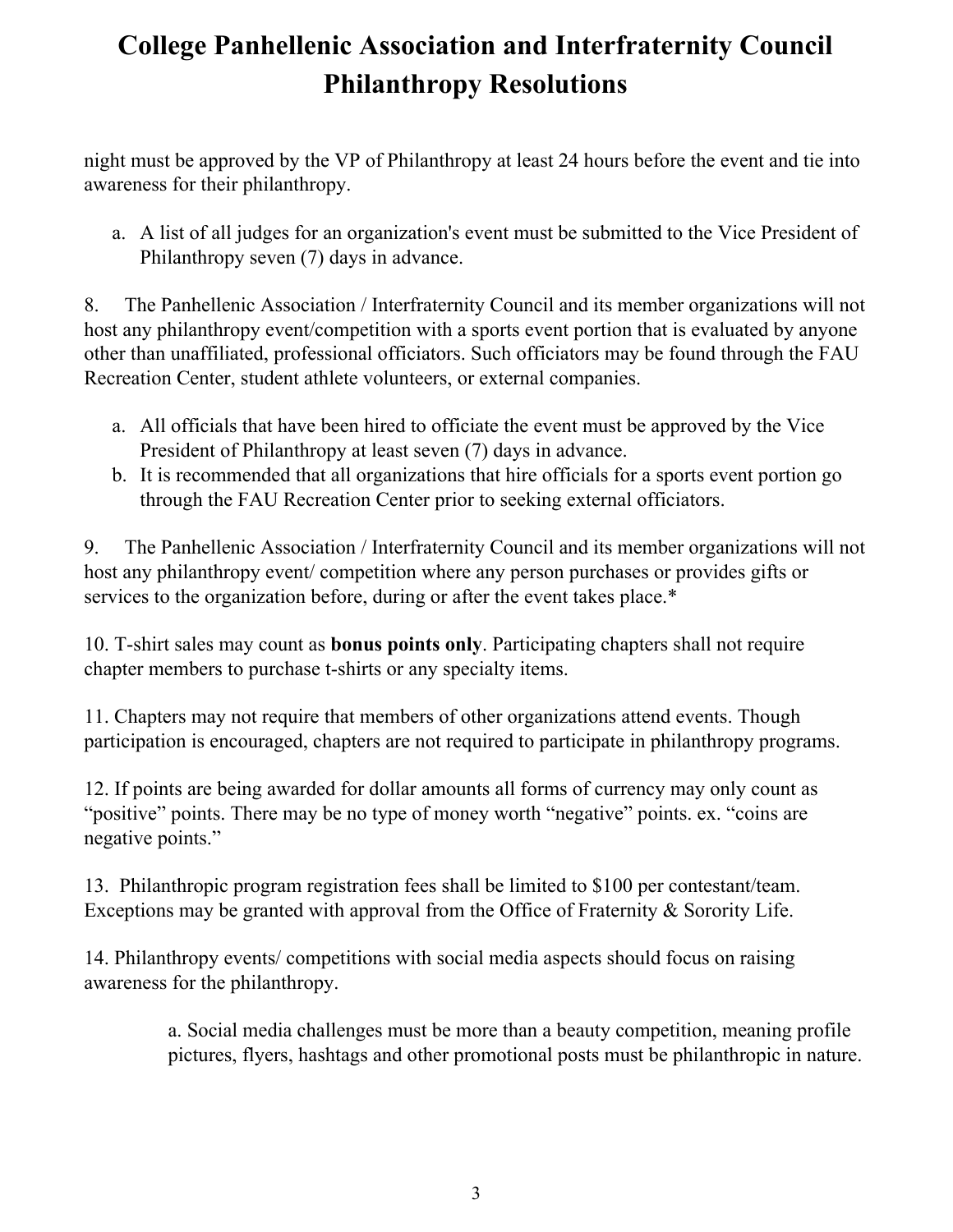night must be approved by the VP of Philanthropy at least 24 hours before the event and tie into awareness for their philanthropy.

a. A list of all judges for an organization's event must be submitted to the Vice President of Philanthropy seven (7) days in advance.

8. The Panhellenic Association / Interfraternity Council and its member organizations will not host any philanthropy event/competition with a sports event portion that is evaluated by anyone other than unaffiliated, professional officiators. Such officiators may be found through the FAU Recreation Center, student athlete volunteers, or external companies.

a. All officials that have been hired to officiate the event must be approved by the Vice President of Philanthropy at least seven (7) days in advance.
b. It is recommended that all organizations that hire officials for a sports event portion go through the FAU Recreation Center prior to seeking external officiators.

9. The Panhellenic Association / Interfraternity Council and its member organizations will not host any philanthropy event/ competition where any person purchases or provides gifts or services to the organization before, during or after the event takes place.*

10. T-shirt sales may count as **bonus points only**. Participating chapters shall not require chapter members to purchase t-shirts or any specialty items.

11. Chapters may not require that members of other organizations attend events. Though participation is encouraged, chapters are not required to participate in philanthropy programs.

12. If points are being awarded for dollar amounts all forms of currency may only count as "positive" points. There may be no type of money worth "negative" points. ex. "coins are negative points."

13. Philanthropic program registration fees shall be limited to $100 per contestant/team. Exceptions may be granted with approval from the Office of Fraternity & Sorority Life.

14. Philanthropy events/ competitions with social media aspects should focus on raising awareness for the philanthropy.

a. Social media challenges must be more than a beauty competition, meaning profile pictures, flyers, hashtags and other promotional posts must be philanthropic in nature.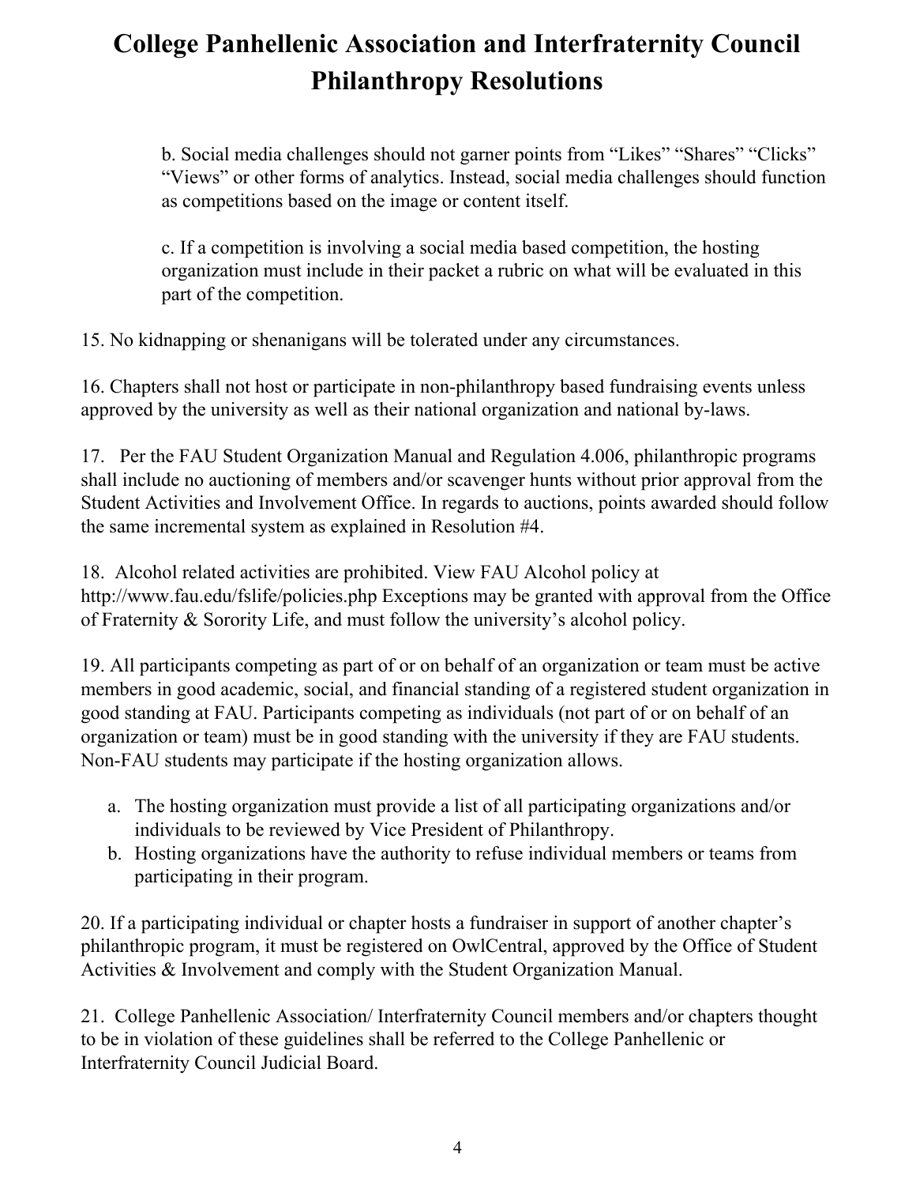# College Panhellenic Association and Interfraternity Council Philanthropy Resolutions

b. Social media challenges should not garner points from "Likes" "Shares" "Clicks" "Views" or other forms of analytics. Instead, social media challenges should function as competitions based on the image or content itself.

c. If a competition is involving a social media based competition, the hosting organization must include in their packet a rubric on what will be evaluated in this part of the competition.

15. No kidnapping or shenanigans will be tolerated under any circumstances.

16. Chapters shall not host or participate in non-philanthropy based fundraising events unless approved by the university as well as their national organization and national by-laws.

17. Per the FAU Student Organization Manual and Regulation 4.006, philanthropic programs shall include no auctioning of members and/or scavenger hunts without prior approval from the Student Activities and Involvement Office. In regards to auctions, points awarded should follow the same incremental system as explained in Resolution #4.

18. Alcohol related activities are prohibited. View FAU Alcohol policy at http://www.fau.edu/fslife/policies.php Exceptions may be granted with approval from the Office of Fraternity & Sorority Life, and must follow the university's alcohol policy.

19. All participants competing as part of or on behalf of an organization or team must be active members in good academic, social, and financial standing of a registered student organization in good standing at FAU. Participants competing as individuals (not part of or on behalf of an organization or team) must be in good standing with the university if they are FAU students. Non-FAU students may participate if the hosting organization allows.

a. The hosting organization must provide a list of all participating organizations and/or individuals to be reviewed by Vice President of Philanthropy.

b. Hosting organizations have the authority to refuse individual members or teams from participating in their program.

20. If a participating individual or chapter hosts a fundraiser in support of another chapter's philanthropic program, it must be registered on OwlCentral, approved by the Office of Student Activities & Involvement and comply with the Student Organization Manual.

21. College Panhellenic Association/ Interfraternity Council members and/or chapters thought to be in violation of these guidelines shall be referred to the College Panhellenic or Interfraternity Council Judicial Board.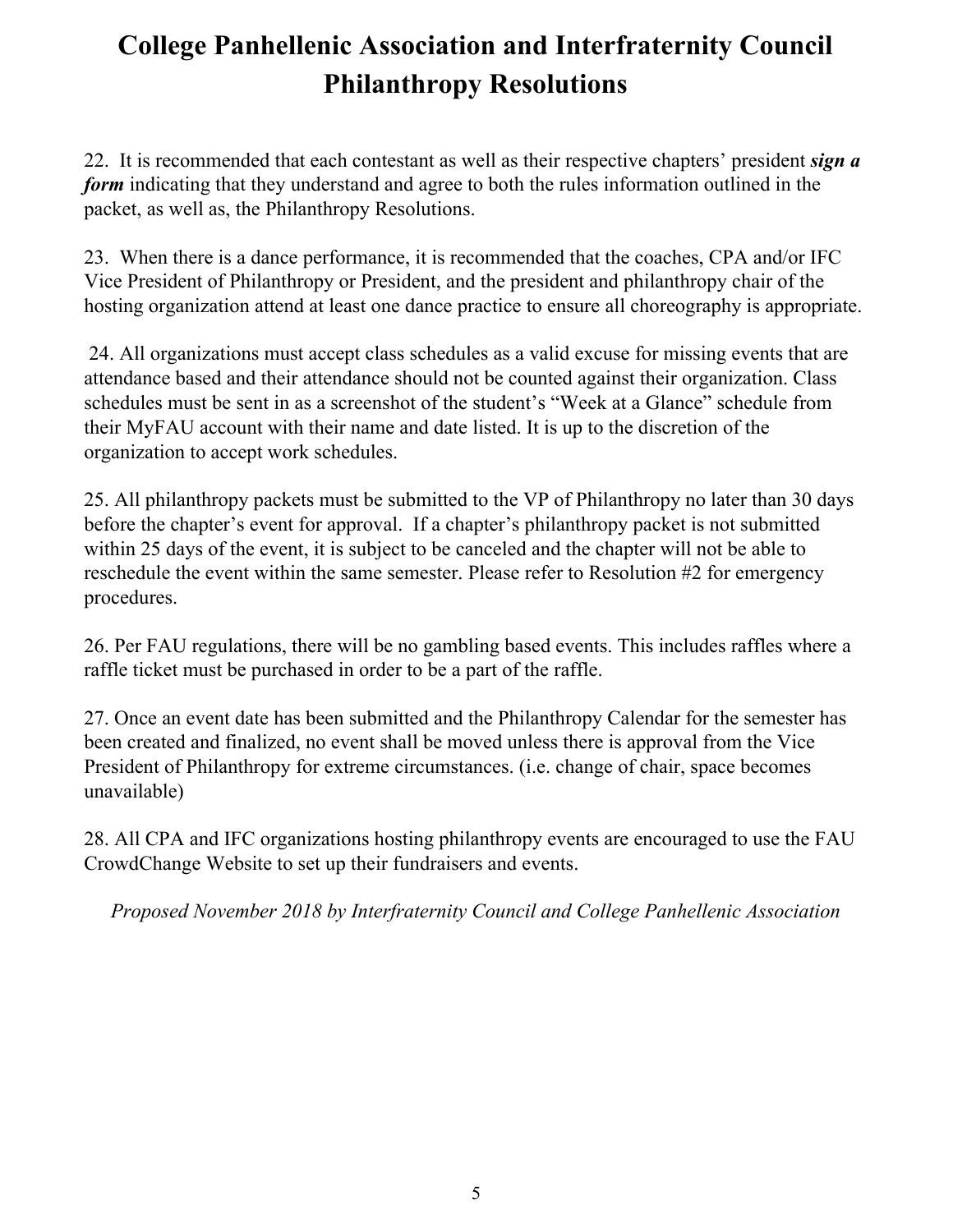# College Panhellenic Association and Interfraternity Council Philanthropy Resolutions

22. It is recommended that each contestant as well as their respective chapters' president ***sign a form*** indicating that they understand and agree to both the rules information outlined in the packet, as well as, the Philanthropy Resolutions.

23. When there is a dance performance, it is recommended that the coaches, CPA and/or IFC Vice President of Philanthropy or President, and the president and philanthropy chair of the hosting organization attend at least one dance practice to ensure all choreography is appropriate.

24. All organizations must accept class schedules as a valid excuse for missing events that are attendance based and their attendance should not be counted against their organization. Class schedules must be sent in as a screenshot of the student's "Week at a Glance" schedule from their MyFAU account with their name and date listed. It is up to the discretion of the organization to accept work schedules.

25. All philanthropy packets must be submitted to the VP of Philanthropy no later than 30 days before the chapter's event for approval. If a chapter's philanthropy packet is not submitted within 25 days of the event, it is subject to be canceled and the chapter will not be able to reschedule the event within the same semester. Please refer to Resolution #2 for emergency procedures.

26. Per FAU regulations, there will be no gambling based events. This includes raffles where a raffle ticket must be purchased in order to be a part of the raffle.

27. Once an event date has been submitted and the Philanthropy Calendar for the semester has been created and finalized, no event shall be moved unless there is approval from the Vice President of Philanthropy for extreme circumstances. (i.e. change of chair, space becomes unavailable)

28. All CPA and IFC organizations hosting philanthropy events are encouraged to use the FAU CrowdChange Website to set up their fundraisers and events.

*Proposed November 2018 by Interfraternity Council and College Panhellenic Association*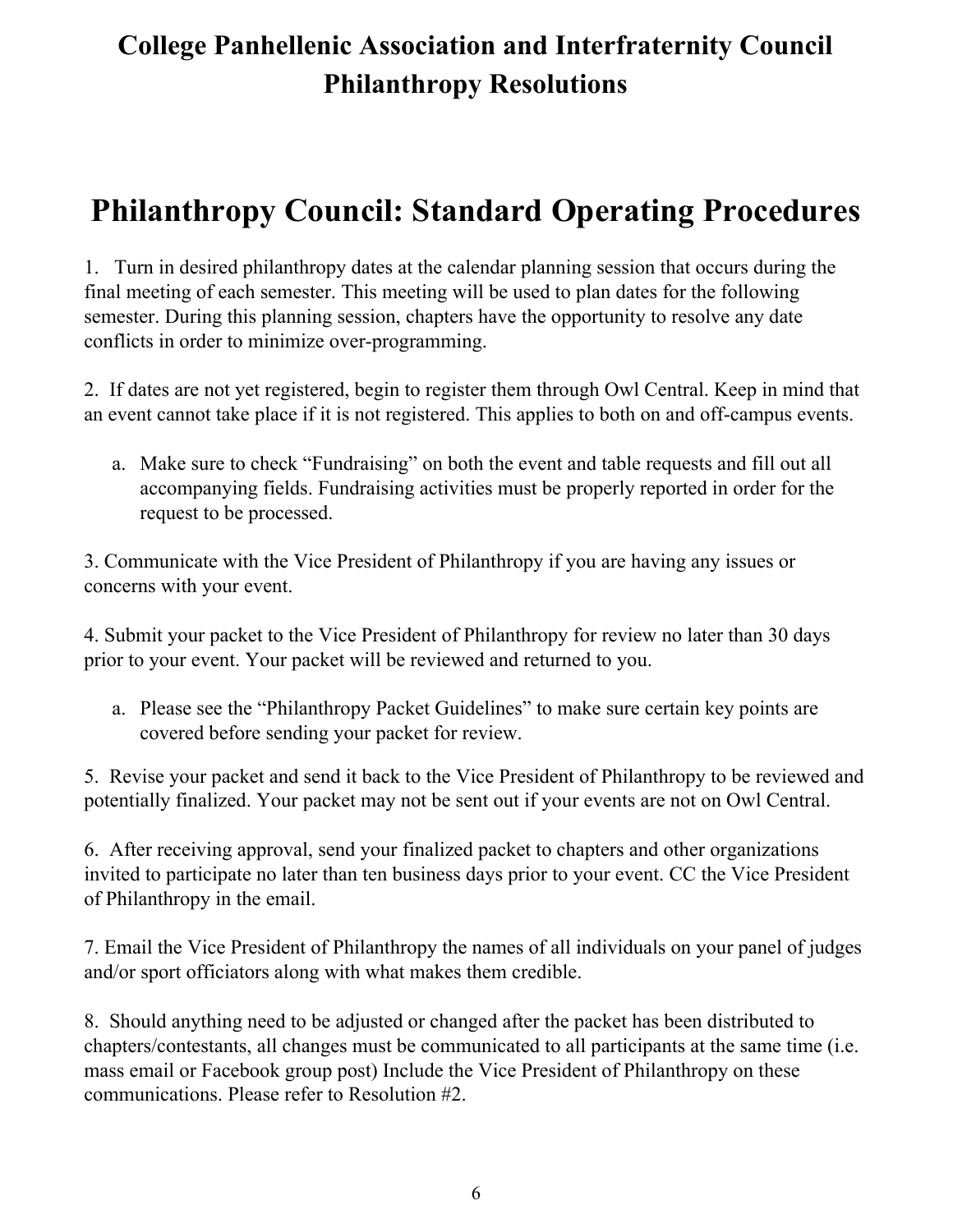# College Panhellenic Association and Interfraternity Council Philanthropy Resolutions

## Philanthropy Council: Standard Operating Procedures

1. Turn in desired philanthropy dates at the calendar planning session that occurs during the final meeting of each semester. This meeting will be used to plan dates for the following semester. During this planning session, chapters have the opportunity to resolve any date conflicts in order to minimize over-programming.

2. If dates are not yet registered, begin to register them through Owl Central. Keep in mind that an event cannot take place if it is not registered. This applies to both on and off-campus events.

   a. Make sure to check "Fundraising" on both the event and table requests and fill out all accompanying fields. Fundraising activities must be properly reported in order for the request to be processed.

3. Communicate with the Vice President of Philanthropy if you are having any issues or concerns with your event.

4. Submit your packet to the Vice President of Philanthropy for review no later than 30 days prior to your event. Your packet will be reviewed and returned to you.

   a. Please see the "Philanthropy Packet Guidelines" to make sure certain key points are covered before sending your packet for review.

5. Revise your packet and send it back to the Vice President of Philanthropy to be reviewed and potentially finalized. Your packet may not be sent out if your events are not on Owl Central.

6. After receiving approval, send your finalized packet to chapters and other organizations invited to participate no later than ten business days prior to your event. CC the Vice President of Philanthropy in the email.

7. Email the Vice President of Philanthropy the names of all individuals on your panel of judges and/or sport officiators along with what makes them credible.

8. Should anything need to be adjusted or changed after the packet has been distributed to chapters/contestants, all changes must be communicated to all participants at the same time (i.e. mass email or Facebook group post) Include the Vice President of Philanthropy on these communications. Please refer to Resolution #2.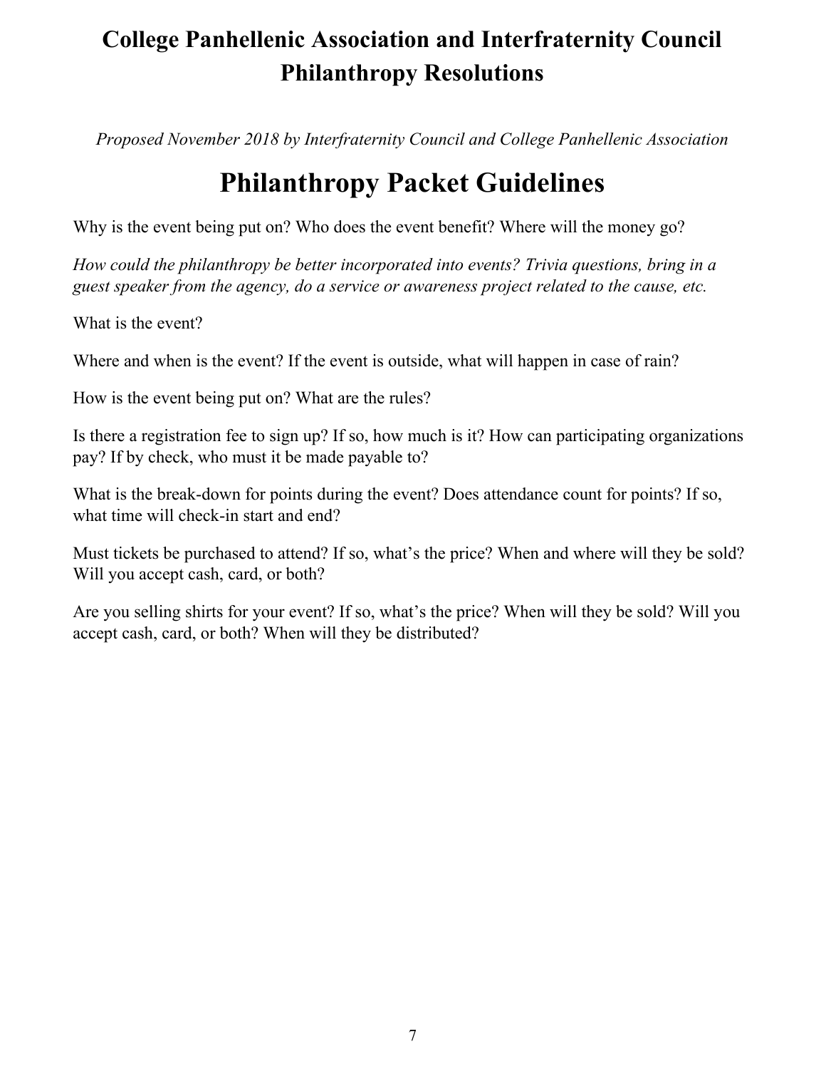# College Panhellenic Association and Interfraternity Council Philanthropy Resolutions

*Proposed November 2018 by Interfraternity Council and College Panhellenic Association*

## Philanthropy Packet Guidelines

Why is the event being put on? Who does the event benefit? Where will the money go?

*How could the philanthropy be better incorporated into events? Trivia questions, bring in a guest speaker from the agency, do a service or awareness project related to the cause, etc.*

What is the event?

Where and when is the event? If the event is outside, what will happen in case of rain?

How is the event being put on? What are the rules?

Is there a registration fee to sign up? If so, how much is it? How can participating organizations pay? If by check, who must it be made payable to?

What is the break-down for points during the event? Does attendance count for points? If so, what time will check-in start and end?

Must tickets be purchased to attend? If so, what's the price? When and where will they be sold? Will you accept cash, card, or both?

Are you selling shirts for your event? If so, what's the price? When will they be sold? Will you accept cash, card, or both? When will they be distributed?